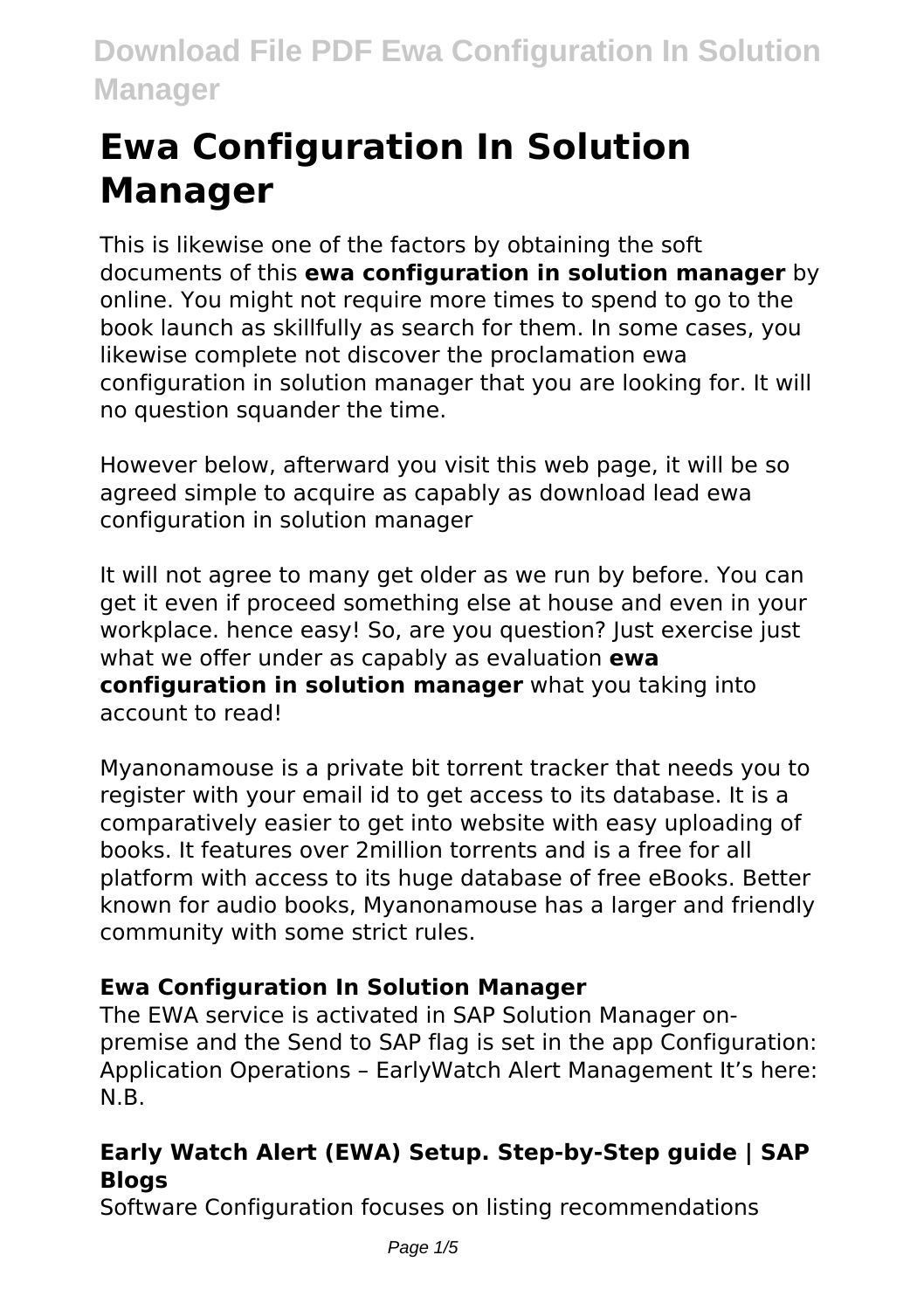# Ewa Configuration In Solution Manager

This is likewise one of the factors by obtaining the soft documents of this **ewa configuration in solution manager** by online. You might not require more times to spend to go to the book launch as skillfully as search for them. In some cases, you likewise complete not discover the proclamation ewa configuration in solution manager that you are looking for. It will no question squander the time.

However below, afterward you visit this web page, it will be so agreed simple to acquire as capably as download lead ewa configuration in solution manager

It will not agree to many get older as we run by before. You can get it even if proceed something else at house and even in your workplace. hence easy! So, are you question? Just exercise just what we offer under as capably as evaluation **ewa configuration in solution manager** what you taking into account to read!

Myanonamouse is a private bit torrent tracker that needs you to register with your email id to get access to its database. It is a comparatively easier to get into website with easy uploading of books. It features over 2million torrents and is a free for all platform with access to its huge database of free eBooks. Better known for audio books, Myanonamouse has a larger and friendly community with some strict rules.

### Ewa Configuration In Solution Manager

The EWA service is activated in SAP Solution Manager on-premise and the Send to SAP flag is set in the app Configuration: Application Operations – EarlyWatch Alert Management It's here: N.B.

### Early Watch Alert (EWA) Setup. Step-by-Step guide | SAP Blogs

Software Configuration focuses on listing recommendations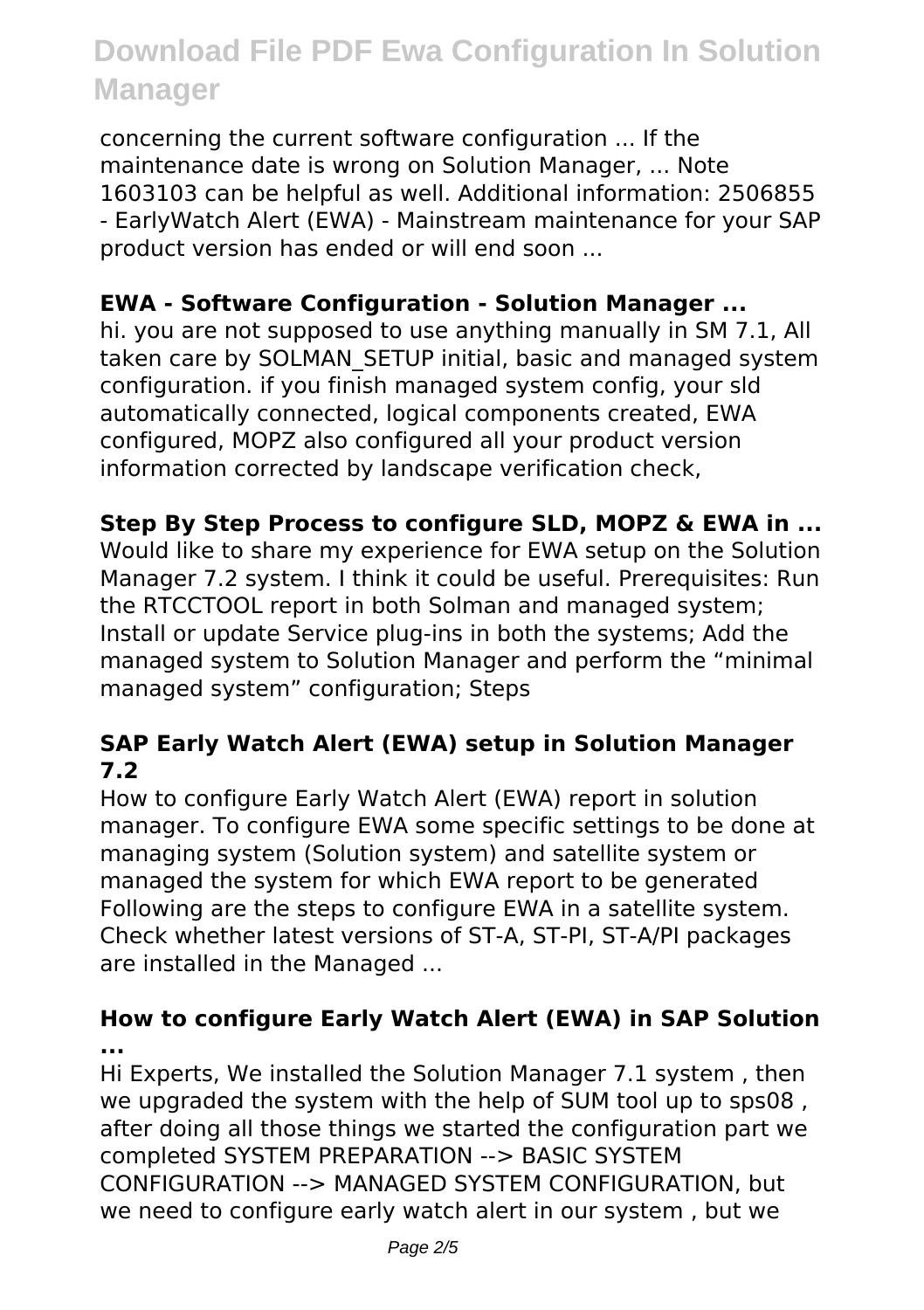concerning the current software configuration ... If the maintenance date is wrong on Solution Manager, ... Note 1603103 can be helpful as well. Additional information: 2506855 - EarlyWatch Alert (EWA) - Mainstream maintenance for your SAP product version has ended or will end soon ...

### EWA - Software Configuration - Solution Manager ...

hi. you are not supposed to use anything manually in SM 7.1, All taken care by SOLMAN_SETUP initial, basic and managed system configuration. if you finish managed system config, your sld automatically connected, logical components created, EWA configured, MOPZ also configured all your product version information corrected by landscape verification check,

### Step By Step Process to configure SLD, MOPZ & EWA in ...

Would like to share my experience for EWA setup on the Solution Manager 7.2 system. I think it could be useful. Prerequisites: Run the RTCCTOOL report in both Solman and managed system; Install or update Service plug-ins in both the systems; Add the managed system to Solution Manager and perform the "minimal managed system" configuration; Steps

### SAP Early Watch Alert (EWA) setup in Solution Manager 7.2

How to configure Early Watch Alert (EWA) report in solution manager. To configure EWA some specific settings to be done at managing system (Solution system) and satellite system or managed the system for which EWA report to be generated Following are the steps to configure EWA in a satellite system. Check whether latest versions of ST-A, ST-PI, ST-A/PI packages are installed in the Managed ...

### How to configure Early Watch Alert (EWA) in SAP Solution ...

Hi Experts, We installed the Solution Manager 7.1 system , then we upgraded the system with the help of SUM tool up to sps08 , after doing all those things we started the configuration part we completed SYSTEM PREPARATION --> BASIC SYSTEM CONFIGURATION --> MANAGED SYSTEM CONFIGURATION, but we need to configure early watch alert in our system , but we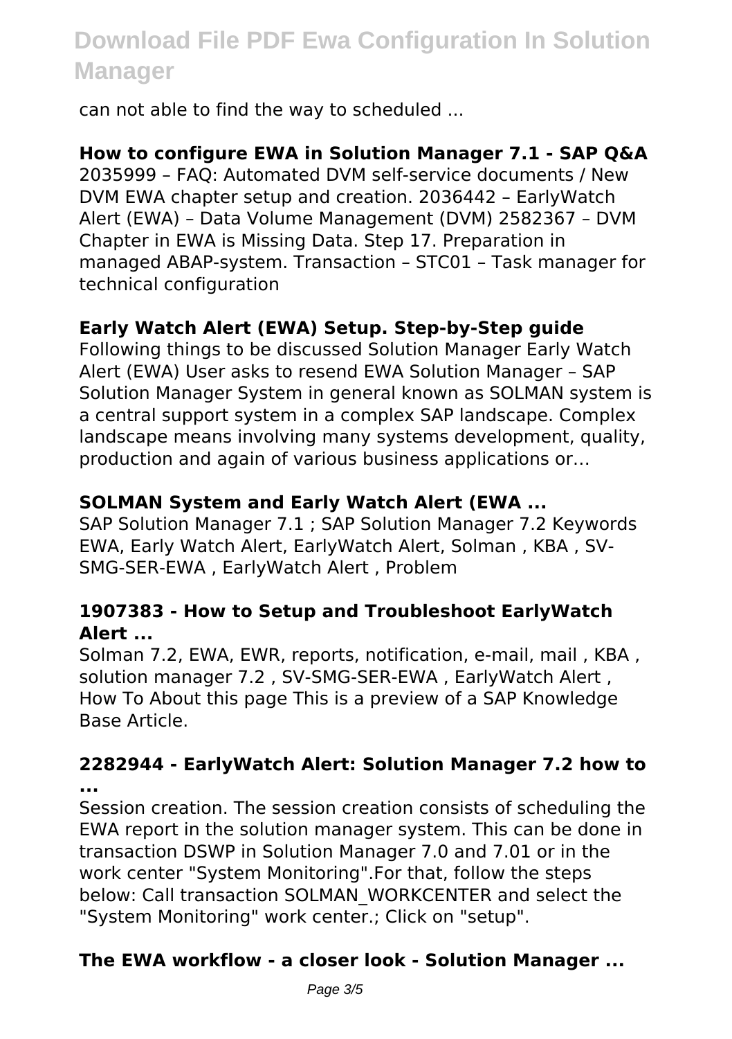can not able to find the way to scheduled ...

### How to configure EWA in Solution Manager 7.1 - SAP Q&A

2035999 – FAQ: Automated DVM self-service documents / New DVM EWA chapter setup and creation. 2036442 – EarlyWatch Alert (EWA) – Data Volume Management (DVM) 2582367 – DVM Chapter in EWA is Missing Data. Step 17. Preparation in managed ABAP-system. Transaction – STC01 – Task manager for technical configuration

### Early Watch Alert (EWA) Setup. Step-by-Step guide

Following things to be discussed Solution Manager Early Watch Alert (EWA) User asks to resend EWA Solution Manager – SAP Solution Manager System in general known as SOLMAN system is a central support system in a complex SAP landscape. Complex landscape means involving many systems development, quality, production and again of various business applications or…

### SOLMAN System and Early Watch Alert (EWA ...

SAP Solution Manager 7.1 ; SAP Solution Manager 7.2 Keywords EWA, Early Watch Alert, EarlyWatch Alert, Solman , KBA , SV-SMG-SER-EWA , EarlyWatch Alert , Problem

### 1907383 - How to Setup and Troubleshoot EarlyWatch Alert ...

Solman 7.2, EWA, EWR, reports, notification, e-mail, mail , KBA , solution manager 7.2 , SV-SMG-SER-EWA , EarlyWatch Alert , How To About this page This is a preview of a SAP Knowledge Base Article.

### 2282944 - EarlyWatch Alert: Solution Manager 7.2 how to ...

Session creation. The session creation consists of scheduling the EWA report in the solution manager system. This can be done in transaction DSWP in Solution Manager 7.0 and 7.01 or in the work center "System Monitoring".For that, follow the steps below: Call transaction SOLMAN_WORKCENTER and select the "System Monitoring" work center.; Click on "setup".

### The EWA workflow - a closer look - Solution Manager ...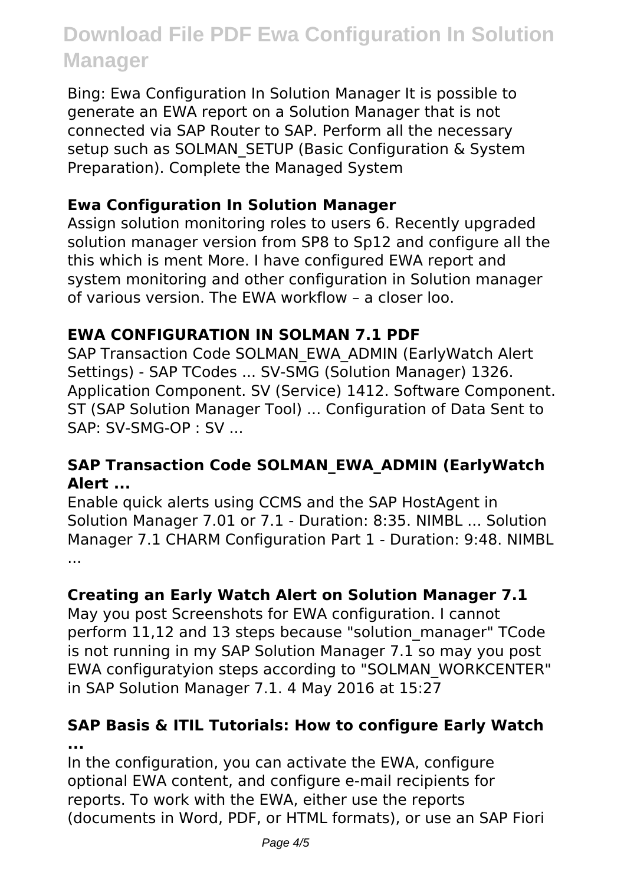Bing: Ewa Configuration In Solution Manager It is possible to generate an EWA report on a Solution Manager that is not connected via SAP Router to SAP. Perform all the necessary setup such as SOLMAN_SETUP (Basic Configuration & System Preparation). Complete the Managed System

**Ewa Configuration In Solution Manager**

Assign solution monitoring roles to users 6. Recently upgraded solution manager version from SP8 to Sp12 and configure all the this which is ment More. I have configured EWA report and system monitoring and other configuration in Solution manager of various version. The EWA workflow – a closer loo.

**EWA CONFIGURATION IN SOLMAN 7.1 PDF**

SAP Transaction Code SOLMAN_EWA_ADMIN (EarlyWatch Alert Settings) - SAP TCodes ... SV-SMG (Solution Manager) 1326. Application Component. SV (Service) 1412. Software Component. ST (SAP Solution Manager Tool) ... Configuration of Data Sent to SAP: SV-SMG-OP : SV ...

**SAP Transaction Code SOLMAN_EWA_ADMIN (EarlyWatch Alert ...**

Enable quick alerts using CCMS and the SAP HostAgent in Solution Manager 7.01 or 7.1 - Duration: 8:35. NIMBL ... Solution Manager 7.1 CHARM Configuration Part 1 - Duration: 9:48. NIMBL ...

**Creating an Early Watch Alert on Solution Manager 7.1**

May you post Screenshots for EWA configuration. I cannot perform 11,12 and 13 steps because "solution_manager" TCode is not running in my SAP Solution Manager 7.1 so may you post EWA configuratyion steps according to "SOLMAN_WORKCENTER" in SAP Solution Manager 7.1. 4 May 2016 at 15:27

**SAP Basis & ITIL Tutorials: How to configure Early Watch ...**

In the configuration, you can activate the EWA, configure optional EWA content, and configure e-mail recipients for reports. To work with the EWA, either use the reports (documents in Word, PDF, or HTML formats), or use an SAP Fiori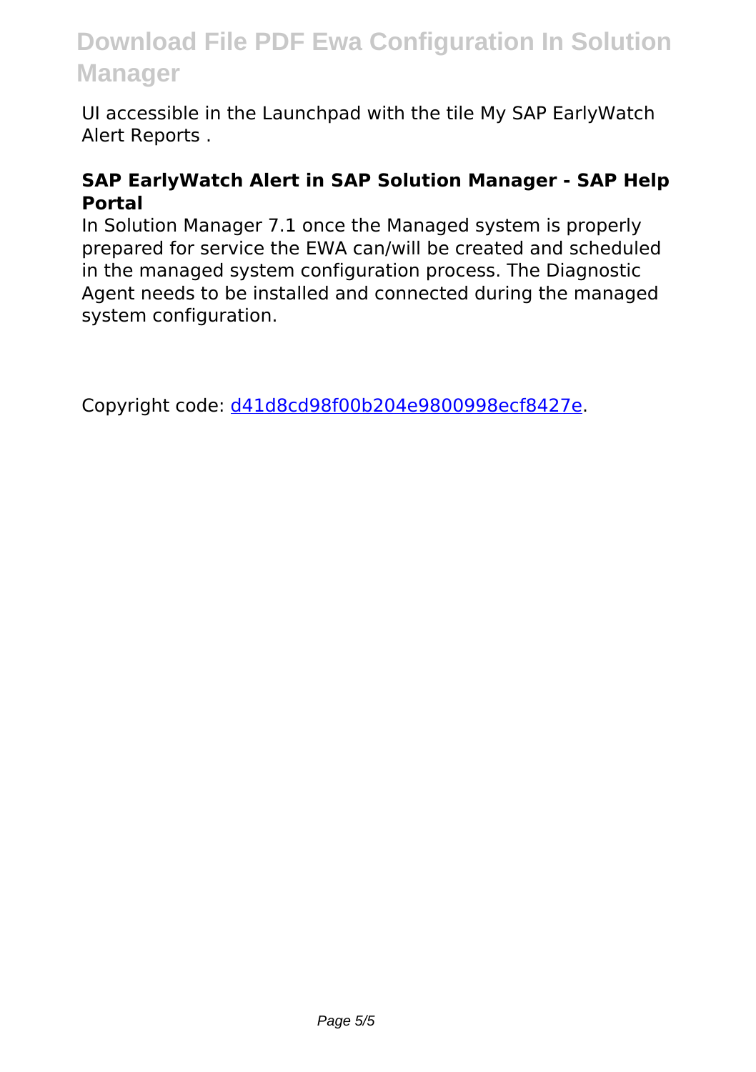UI accessible in the Launchpad with the tile My SAP EarlyWatch Alert Reports .

**SAP EarlyWatch Alert in SAP Solution Manager - SAP Help Portal**

In Solution Manager 7.1 once the Managed system is properly prepared for service the EWA can/will be created and scheduled in the managed system configuration process. The Diagnostic Agent needs to be installed and connected during the managed system configuration.

Copyright code: d41d8cd98f00b204e9800998ecf8427e.